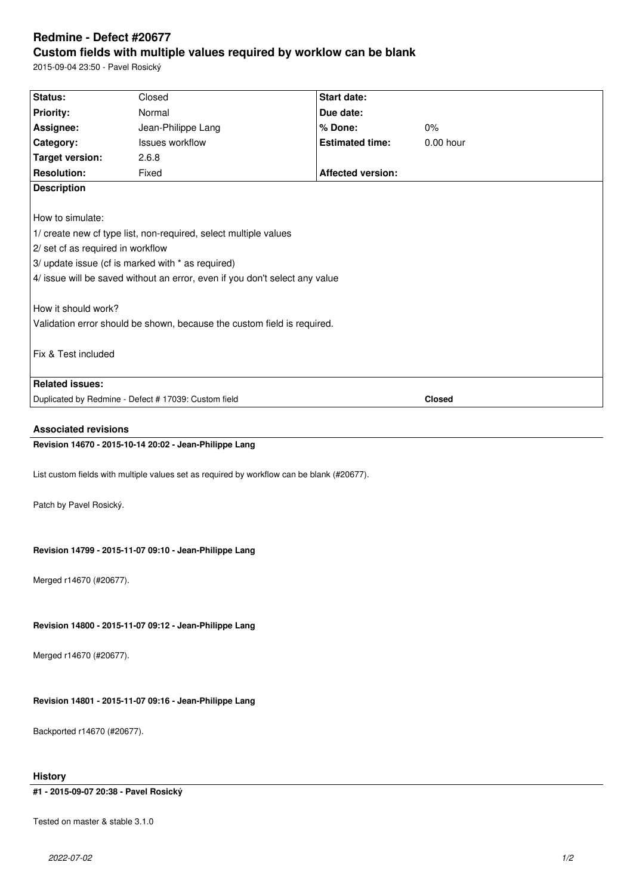# Redmine - Defect #20677

## Custom fields with multiple values required by worklow can be blank

2015-09-04 23:50 - Pavel Rosický

| **Status:** | Closed | **Start date:** | |
|---|---|---|---|
| **Priority:** | Normal | **Due date:** | |
| **Assignee:** | Jean-Philippe Lang | **% Done:** | 0% |
| **Category:** | Issues workflow | **Estimated time:** | 0.00 hour |
| **Target version:** | 2.6.8 | | |
| **Resolution:** | Fixed | **Affected version:** | |

**Description**

How to simulate:

1/ create new cf type list, non-required, select multiple values

2/ set cf as required in workflow

3/ update issue (cf is marked with * as required)

4/ issue will be saved without an error, even if you don't select any value

How it should work?

Validation error should be shown, because the custom field is required.

Fix & Test included

**Related issues:**

| Relation | Status |
|---|---|
| Duplicated by Redmine - Defect # 17039: Custom field | **Closed** |

### Associated revisions

**Revision 14670 - 2015-10-14 20:02 - Jean-Philippe Lang**

List custom fields with multiple values set as required by workflow can be blank (#20677).

Patch by Pavel Rosický.

**Revision 14799 - 2015-11-07 09:10 - Jean-Philippe Lang**

Merged r14670 (#20677).

**Revision 14800 - 2015-11-07 09:12 - Jean-Philippe Lang**

Merged r14670 (#20677).

**Revision 14801 - 2015-11-07 09:16 - Jean-Philippe Lang**

Backported r14670 (#20677).

### History

**#1 - 2015-09-07 20:38 - Pavel Rosický**

Tested on master & stable 3.1.0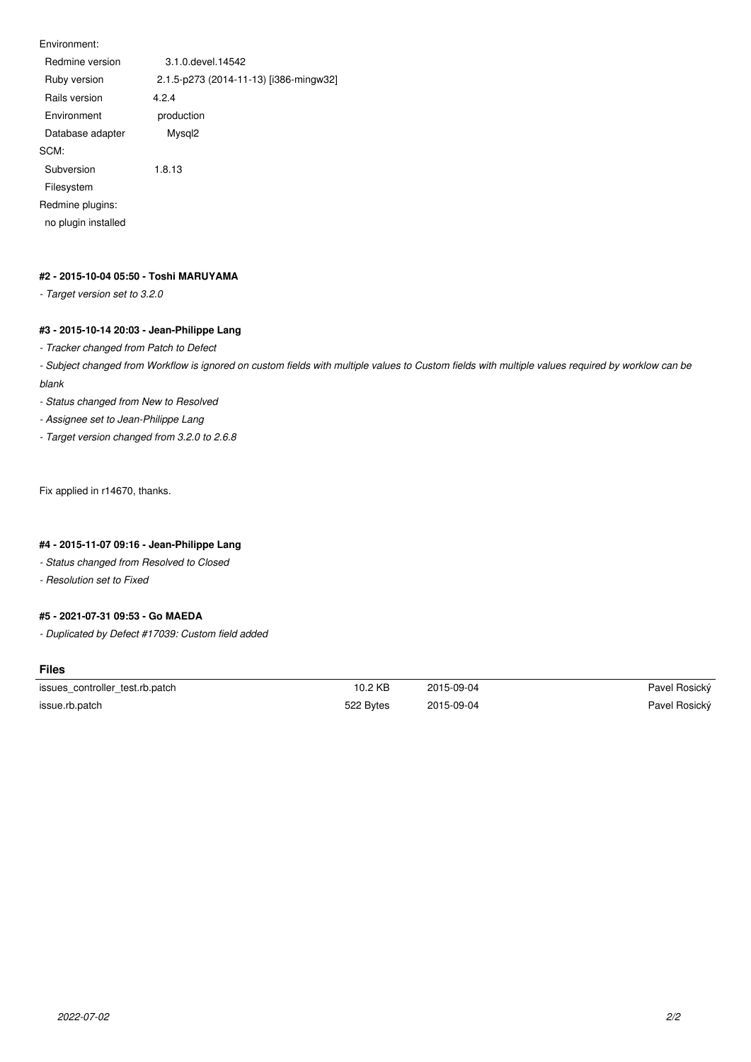Environment:

| | |
|---|---|
| Redmine version | 3.1.0.devel.14542 |
| Ruby version | 2.1.5-p273 (2014-11-13) [i386-mingw32] |
| Rails version | 4.2.4 |
| Environment | production |
| Database adapter | Mysql2 |

SCM:

| | |
|---|---|
| Subversion | 1.8.13 |
| Filesystem | |

Redmine plugins:

no plugin installed

#### #2 - 2015-10-04 05:50 - Toshi MARUYAMA

*- Target version set to 3.2.0*

#### #3 - 2015-10-14 20:03 - Jean-Philippe Lang

*- Tracker changed from Patch to Defect*

*- Subject changed from Workflow is ignored on custom fields with multiple values to Custom fields with multiple values required by worklow can be blank*

*- Status changed from New to Resolved*

*- Assignee set to Jean-Philippe Lang*

*- Target version changed from 3.2.0 to 2.6.8*

Fix applied in r14670, thanks.

#### #4 - 2015-11-07 09:16 - Jean-Philippe Lang

*- Status changed from Resolved to Closed*

*- Resolution set to Fixed*

#### #5 - 2021-07-31 09:53 - Go MAEDA

*- Duplicated by Defect #17039: Custom field added*

### Files

| | | | |
|---|---|---|---|
| issues_controller_test.rb.patch | 10.2 KB | 2015-09-04 | Pavel Rosický |
| issue.rb.patch | 522 Bytes | 2015-09-04 | Pavel Rosický |